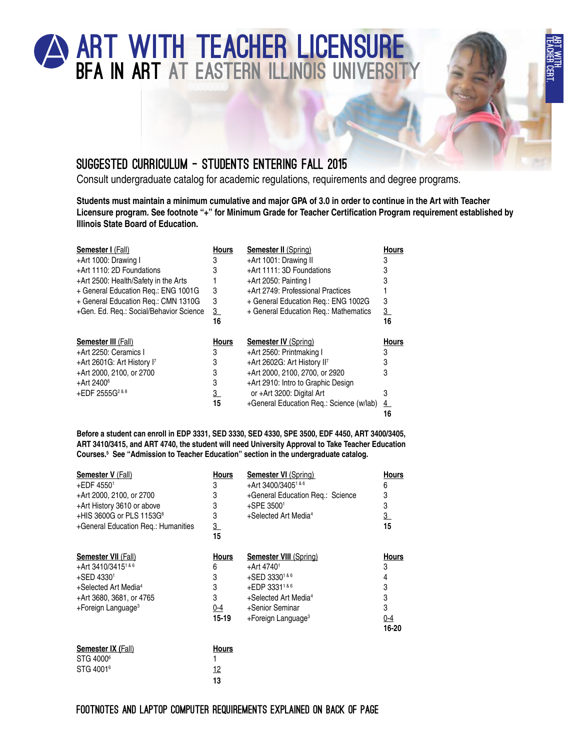# ART WITH TEACHER LICENSURE

## BFA IN ART AT EASTERN ILLINOIS UNIVERSITY

## SUGGESTED CURRICULUM – STUDENTS ENTERING FALL 2015

Consult undergraduate catalog for academic regulations, requirements and degree programs.

**Students must maintain a minimum cumulative and major GPA of 3.0 in order to continue in the Art with Teacher Licensure program. See footnote "+" for Minimum Grade for Teacher Certification Program requirement established by Illinois State Board of Education.**

| **Semester I** (Fall) | **Hours** | **Semester II** (Spring) | **Hours** |
|---|---|---|---|
| +Art 1000: Drawing I | 3 | +Art 1001: Drawing II | 3 |
| +Art 1110: 2D Foundations | 3 | +Art 1111: 3D Foundations | 3 |
| +Art 2500: Health/Safety in the Arts | 1 | +Art 2050: Painting I | 3 |
| + General Education Req.: ENG 1001G | 3 | +Art 2749: Professional Practices | 1 |
| + General Education Req.: CMN 1310G | 3 | + General Education Req.: ENG 1002G | 3 |
| +Gen. Ed. Req.: Social/Behavior Science | 3 | + General Education Req.: Mathematics | 3 |
| | **16** | | **16** |

| **Semester III** (Fall) | **Hours** | **Semester IV** (Spring) | **Hours** |
|---|---|---|---|
| +Art 2250: Ceramics I | 3 | +Art 2560: Printmaking I | 3 |
| +Art 2601G: Art History I[7] | 3 | +Art 2602G: Art History II[7] | 3 |
| +Art 2000, 2100, or 2700 | 3 | +Art 2000, 2100, 2700, or 2920 | 3 |
| +Art 2400[6] | 3 | +Art 2910: Intro to Graphic Design or +Art 3200: Digital Art | 3 |
| +EDF 2555G[2 & 8] | 3 | +General Education Req.: Science (w/lab) | 4 |
| | **15** | | **16** |

**Before a student can enroll in EDP 3331, SED 3330, SED 4330, SPE 3500, EDF 4450, ART 3400/3405, ART 3410/3415, and ART 4740, the student will need University Approval to Take Teacher Education Courses.[5] See "Admission to Teacher Education" section in the undergraduate catalog.**

| **Semester V** (Fall) | **Hours** | **Semester VI** (Spring) | **Hours** |
|---|---|---|---|
| +EDF 4550[1] | 3 | +Art 3400/3405[1 & 6] | 6 |
| +Art 2000, 2100, or 2700 | 3 | +General Education Req.: Science | 3 |
| +Art History 3610 or above | 3 | +SPE 3500[1] | 3 |
| +HIS 3600G or PLS 1153G[8] | 3 | +Selected Art Media[4] | 3 |
| +General Education Req.: Humanities | 3 | | **15** |
| | **15** | | |

| **Semester VII** (Fall) | **Hours** | **Semester VIII** (Spring) | **Hours** |
|---|---|---|---|
| +Art 3410/3415[1 & 6] | 6 | +Art 4740[1] | 3 |
| +SED 4330[1] | 3 | +SED 3330[1 & 6] | 4 |
| +Selected Art Media[4] | 3 | +EDP 3331[1 & 6] | 3 |
| +Art 3680, 3681, or 4765 | 3 | +Selected Art Media[4] | 3 |
| +Foreign Language[3] | 0-4 | +Senior Seminar | 3 |
| | **15-19** | +Foreign Language[3] | 0-4 |
| | | | **16-20** |

| **Semester IX (Fall)** | **Hours** |
|---|---|
| STG 4000[6] | 1 |
| STG 4001[6] | 12 |
| | **13** |

## FOOTNOTES AND LAPTOP COMPUTER REQUIREMENTS EXPLAINED ON BACK OF PAGE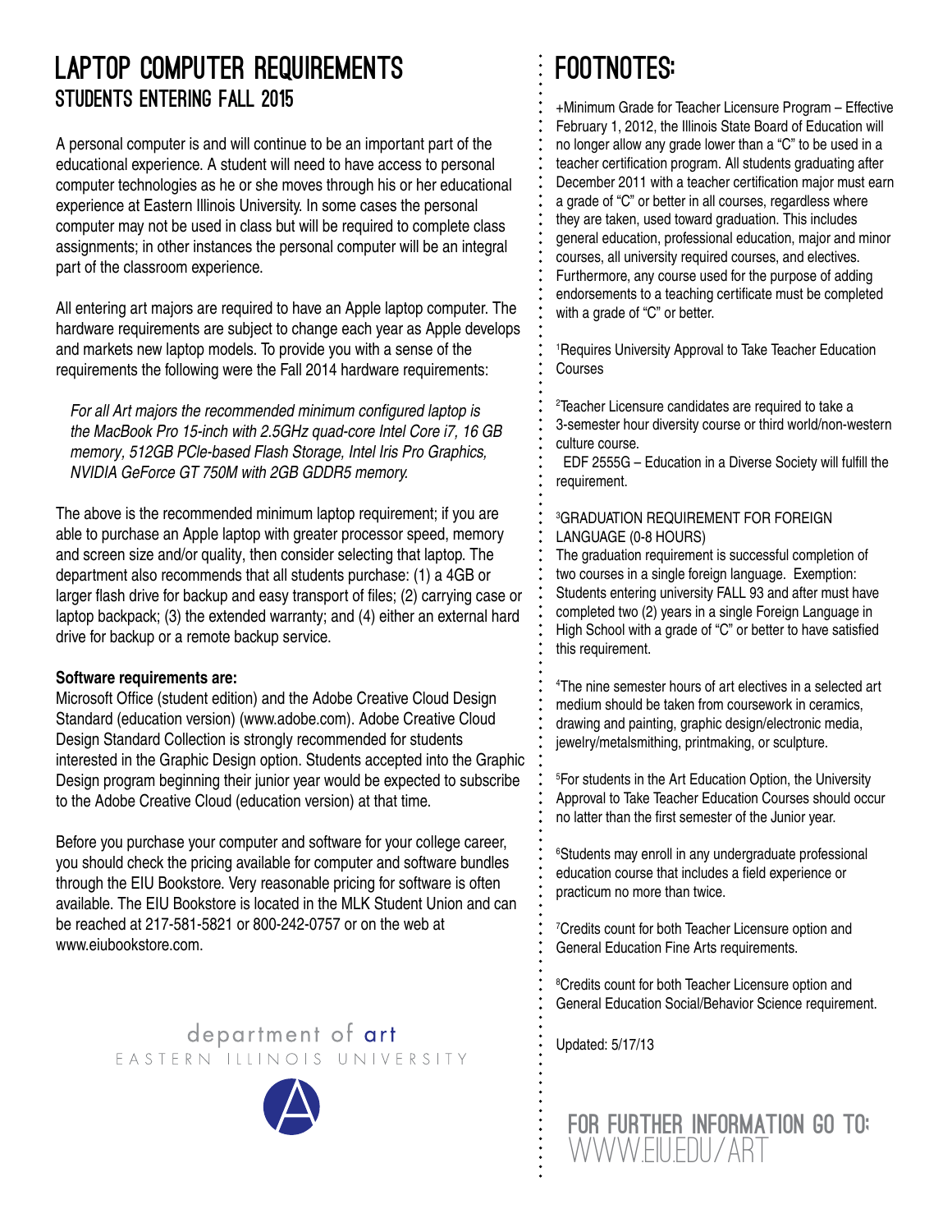# LAPTOP COMPUTER REQUIREMENTS

## STUDENTS ENTERING FALL 2015

A personal computer is and will continue to be an important part of the educational experience. A student will need to have access to personal computer technologies as he or she moves through his or her educational experience at Eastern Illinois University. In some cases the personal computer may not be used in class but will be required to complete class assignments; in other instances the personal computer will be an integral part of the classroom experience.

All entering art majors are required to have an Apple laptop computer. The hardware requirements are subject to change each year as Apple develops and markets new laptop models. To provide you with a sense of the requirements the following were the Fall 2014 hardware requirements:

*For all Art majors the recommended minimum configured laptop is the MacBook Pro 15-inch with 2.5GHz quad-core Intel Core i7, 16 GB memory, 512GB PCIe-based Flash Storage, Intel Iris Pro Graphics, NVIDIA GeForce GT 750M with 2GB GDDR5 memory.*

The above is the recommended minimum laptop requirement; if you are able to purchase an Apple laptop with greater processor speed, memory and screen size and/or quality, then consider selecting that laptop. The department also recommends that all students purchase: (1) a 4GB or larger flash drive for backup and easy transport of files; (2) carrying case or laptop backpack; (3) the extended warranty; and (4) either an external hard drive for backup or a remote backup service.

**Software requirements are:**
Microsoft Office (student edition) and the Adobe Creative Cloud Design Standard (education version) (www.adobe.com). Adobe Creative Cloud Design Standard Collection is strongly recommended for students interested in the Graphic Design option. Students accepted into the Graphic Design program beginning their junior year would be expected to subscribe to the Adobe Creative Cloud (education version) at that time.

Before you purchase your computer and software for your college career, you should check the pricing available for computer and software bundles through the EIU Bookstore. Very reasonable pricing for software is often available. The EIU Bookstore is located in the MLK Student Union and can be reached at 217-581-5821 or 800-242-0757 or on the web at www.eiubookstore.com.

department of art
EASTERN ILLINOIS UNIVERSITY

# FOOTNOTES:

+Minimum Grade for Teacher Licensure Program – Effective February 1, 2012, the Illinois State Board of Education will no longer allow any grade lower than a "C" to be used in a teacher certification program. All students graduating after December 2011 with a teacher certification major must earn a grade of "C" or better in all courses, regardless where they are taken, used toward graduation. This includes general education, professional education, major and minor courses, all university required courses, and electives. Furthermore, any course used for the purpose of adding endorsements to a teaching certificate must be completed with a grade of "C" or better.

[1]Requires University Approval to Take Teacher Education Courses

[2]Teacher Licensure candidates are required to take a 3-semester hour diversity course or third world/non-western culture course.
EDF 2555G – Education in a Diverse Society will fulfill the requirement.

[3]GRADUATION REQUIREMENT FOR FOREIGN LANGUAGE (0-8 HOURS)
The graduation requirement is successful completion of two courses in a single foreign language. Exemption: Students entering university FALL 93 and after must have completed two (2) years in a single Foreign Language in High School with a grade of "C" or better to have satisfied this requirement.

[4]The nine semester hours of art electives in a selected art medium should be taken from coursework in ceramics, drawing and painting, graphic design/electronic media, jewelry/metalsmithing, printmaking, or sculpture.

[5]For students in the Art Education Option, the University Approval to Take Teacher Education Courses should occur no latter than the first semester of the Junior year.

[6]Students may enroll in any undergraduate professional education course that includes a field experience or practicum no more than twice.

[7]Credits count for both Teacher Licensure option and General Education Fine Arts requirements.

[8]Credits count for both Teacher Licensure option and General Education Social/Behavior Science requirement.

Updated: 5/17/13

FOR FURTHER INFORMATION GO TO:
WWW.EIU.EDU/ART